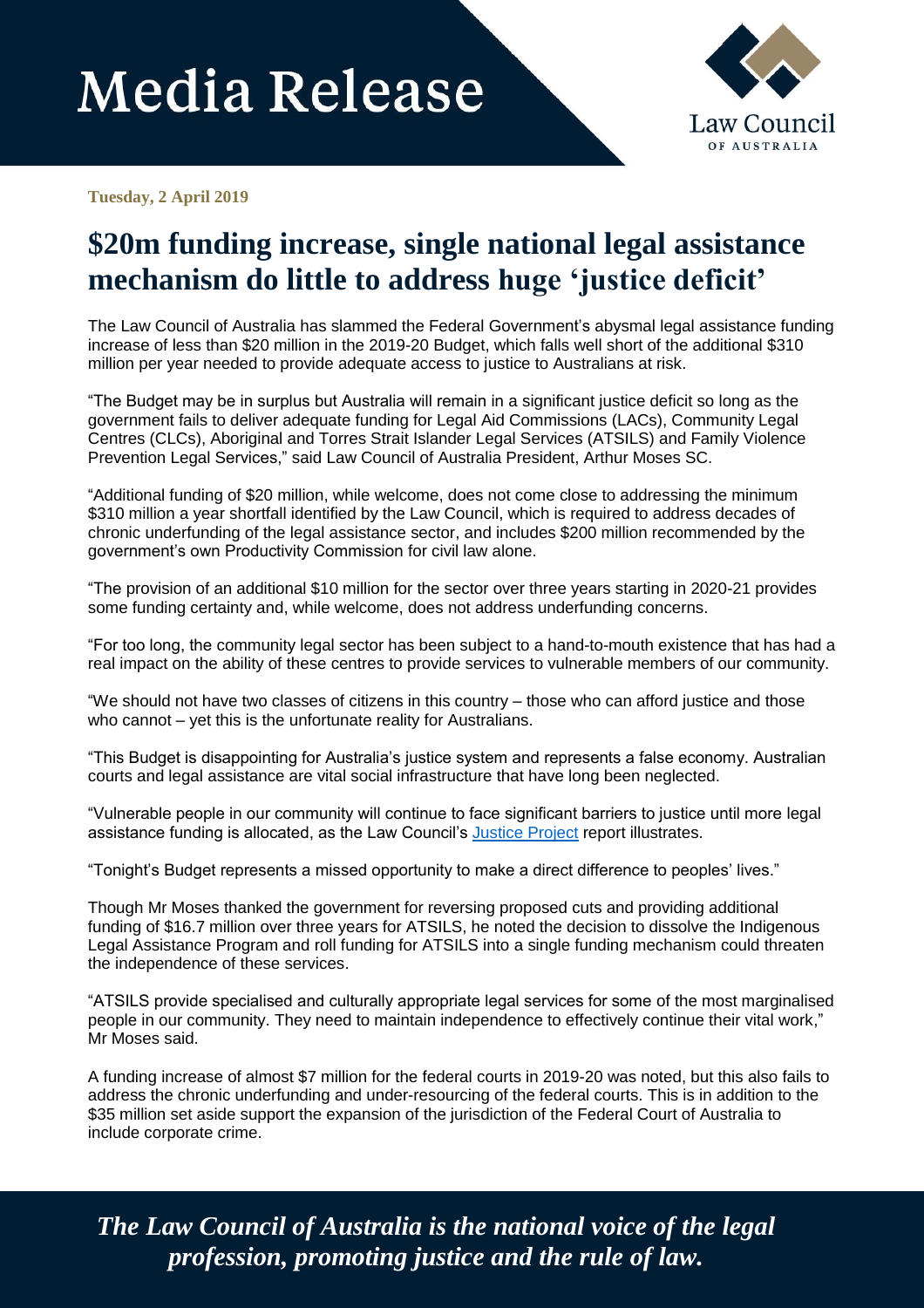# Media Release

Law Council OF AUSTRALIA

**Tuesday, 2 April 2019**

## $20m funding increase, single national legal assistance mechanism do little to address huge 'justice deficit'

The Law Council of Australia has slammed the Federal Government's abysmal legal assistance funding increase of less than $20 million in the 2019-20 Budget, which falls well short of the additional $310 million per year needed to provide adequate access to justice to Australians at risk.

"The Budget may be in surplus but Australia will remain in a significant justice deficit so long as the government fails to deliver adequate funding for Legal Aid Commissions (LACs), Community Legal Centres (CLCs), Aboriginal and Torres Strait Islander Legal Services (ATSILS) and Family Violence Prevention Legal Services," said Law Council of Australia President, Arthur Moses SC.

"Additional funding of $20 million, while welcome, does not come close to addressing the minimum $310 million a year shortfall identified by the Law Council, which is required to address decades of chronic underfunding of the legal assistance sector, and includes $200 million recommended by the government's own Productivity Commission for civil law alone.

"The provision of an additional $10 million for the sector over three years starting in 2020-21 provides some funding certainty and, while welcome, does not address underfunding concerns.

"For too long, the community legal sector has been subject to a hand-to-mouth existence that has had a real impact on the ability of these centres to provide services to vulnerable members of our community.

"We should not have two classes of citizens in this country – those who can afford justice and those who cannot – yet this is the unfortunate reality for Australians.

"This Budget is disappointing for Australia's justice system and represents a false economy. Australian courts and legal assistance are vital social infrastructure that have long been neglected.

"Vulnerable people in our community will continue to face significant barriers to justice until more legal assistance funding is allocated, as the Law Council's Justice Project report illustrates.

"Tonight's Budget represents a missed opportunity to make a direct difference to peoples' lives."

Though Mr Moses thanked the government for reversing proposed cuts and providing additional funding of $16.7 million over three years for ATSILS, he noted the decision to dissolve the Indigenous Legal Assistance Program and roll funding for ATSILS into a single funding mechanism could threaten the independence of these services.

"ATSILS provide specialised and culturally appropriate legal services for some of the most marginalised people in our community. They need to maintain independence to effectively continue their vital work," Mr Moses said.

A funding increase of almost $7 million for the federal courts in 2019-20 was noted, but this also fails to address the chronic underfunding and under-resourcing of the federal courts. This is in addition to the $35 million set aside support the expansion of the jurisdiction of the Federal Court of Australia to include corporate crime.

*The Law Council of Australia is the national voice of the legal profession, promoting justice and the rule of law.*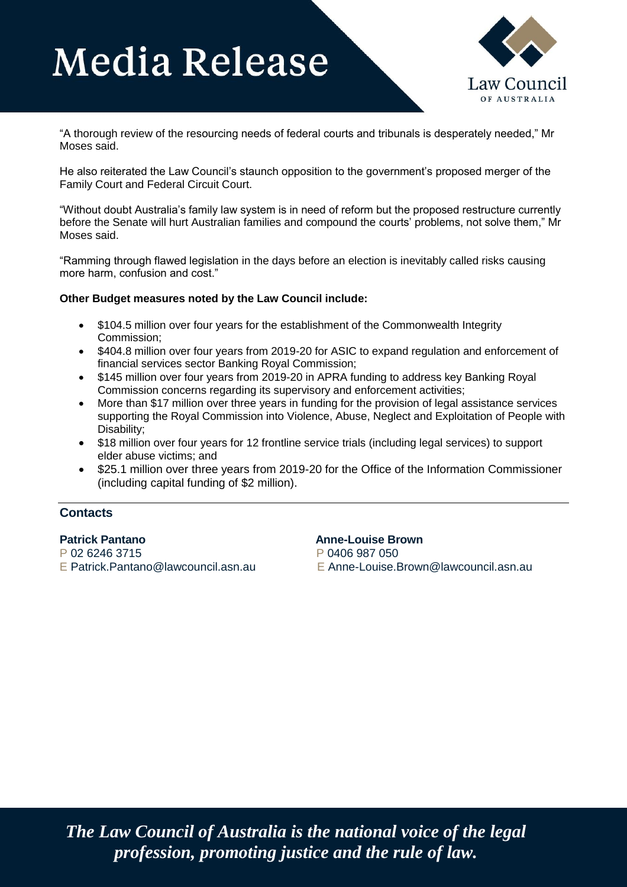"A thorough review of the resourcing needs of federal courts and tribunals is desperately needed," Mr Moses said.

He also reiterated the Law Council's staunch opposition to the government's proposed merger of the Family Court and Federal Circuit Court.

"Without doubt Australia's family law system is in need of reform but the proposed restructure currently before the Senate will hurt Australian families and compound the courts' problems, not solve them," Mr Moses said.

"Ramming through flawed legislation in the days before an election is inevitably called risks causing more harm, confusion and cost."

**Other Budget measures noted by the Law Council include:**

- $104.5 million over four years for the establishment of the Commonwealth Integrity Commission;
- $404.8 million over four years from 2019-20 for ASIC to expand regulation and enforcement of financial services sector Banking Royal Commission;
- $145 million over four years from 2019-20 in APRA funding to address key Banking Royal Commission concerns regarding its supervisory and enforcement activities;
- More than $17 million over three years in funding for the provision of legal assistance services supporting the Royal Commission into Violence, Abuse, Neglect and Exploitation of People with Disability;
- $18 million over four years for 12 frontline service trials (including legal services) to support elder abuse victims; and
- $25.1 million over three years from 2019-20 for the Office of the Information Commissioner (including capital funding of $2 million).

## Contacts

**Patrick Pantano**
P 02 6246 3715
E Patrick.Pantano@lawcouncil.asn.au

**Anne-Louise Brown**
P 0406 987 050
E Anne-Louise.Brown@lawcouncil.asn.au

*The Law Council of Australia is the national voice of the legal profession, promoting justice and the rule of law.*